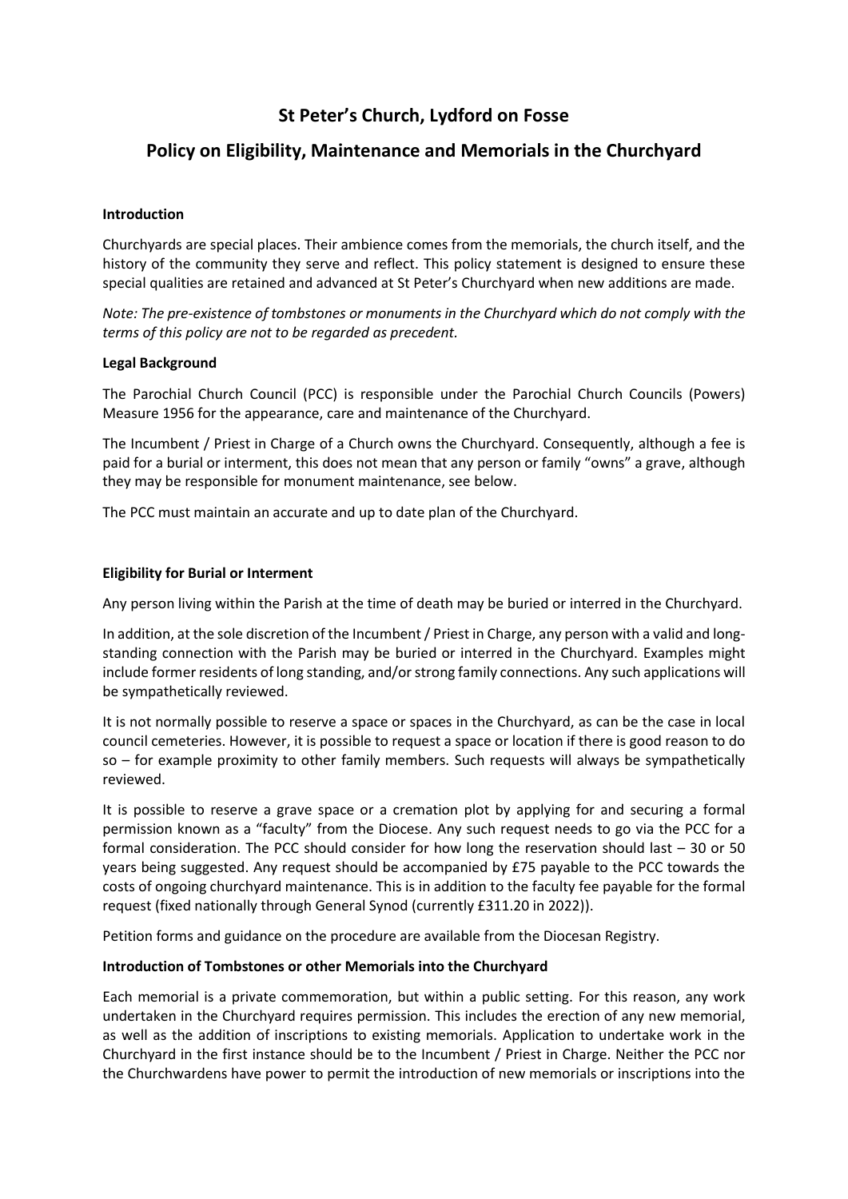# St Peter's Church, Lydford on Fosse

## Policy on Eligibility, Maintenance and Memorials in the Churchyard

**Introduction**

Churchyards are special places. Their ambience comes from the memorials, the church itself, and the history of the community they serve and reflect. This policy statement is designed to ensure these special qualities are retained and advanced at St Peter's Churchyard when new additions are made.

*Note: The pre-existence of tombstones or monuments in the Churchyard which do not comply with the terms of this policy are not to be regarded as precedent.*

**Legal Background**

The Parochial Church Council (PCC) is responsible under the Parochial Church Councils (Powers) Measure 1956 for the appearance, care and maintenance of the Churchyard.

The Incumbent / Priest in Charge of a Church owns the Churchyard. Consequently, although a fee is paid for a burial or interment, this does not mean that any person or family "owns" a grave, although they may be responsible for monument maintenance, see below.

The PCC must maintain an accurate and up to date plan of the Churchyard.

**Eligibility for Burial or Interment**

Any person living within the Parish at the time of death may be buried or interred in the Churchyard.

In addition, at the sole discretion of the Incumbent / Priest in Charge, any person with a valid and long-standing connection with the Parish may be buried or interred in the Churchyard. Examples might include former residents of long standing, and/or strong family connections. Any such applications will be sympathetically reviewed.

It is not normally possible to reserve a space or spaces in the Churchyard, as can be the case in local council cemeteries. However, it is possible to request a space or location if there is good reason to do so – for example proximity to other family members. Such requests will always be sympathetically reviewed.

It is possible to reserve a grave space or a cremation plot by applying for and securing a formal permission known as a "faculty" from the Diocese. Any such request needs to go via the PCC for a formal consideration. The PCC should consider for how long the reservation should last – 30 or 50 years being suggested. Any request should be accompanied by £75 payable to the PCC towards the costs of ongoing churchyard maintenance. This is in addition to the faculty fee payable for the formal request (fixed nationally through General Synod (currently £311.20 in 2022)).

Petition forms and guidance on the procedure are available from the Diocesan Registry.

**Introduction of Tombstones or other Memorials into the Churchyard**

Each memorial is a private commemoration, but within a public setting. For this reason, any work undertaken in the Churchyard requires permission. This includes the erection of any new memorial, as well as the addition of inscriptions to existing memorials. Application to undertake work in the Churchyard in the first instance should be to the Incumbent / Priest in Charge. Neither the PCC nor the Churchwardens have power to permit the introduction of new memorials or inscriptions into the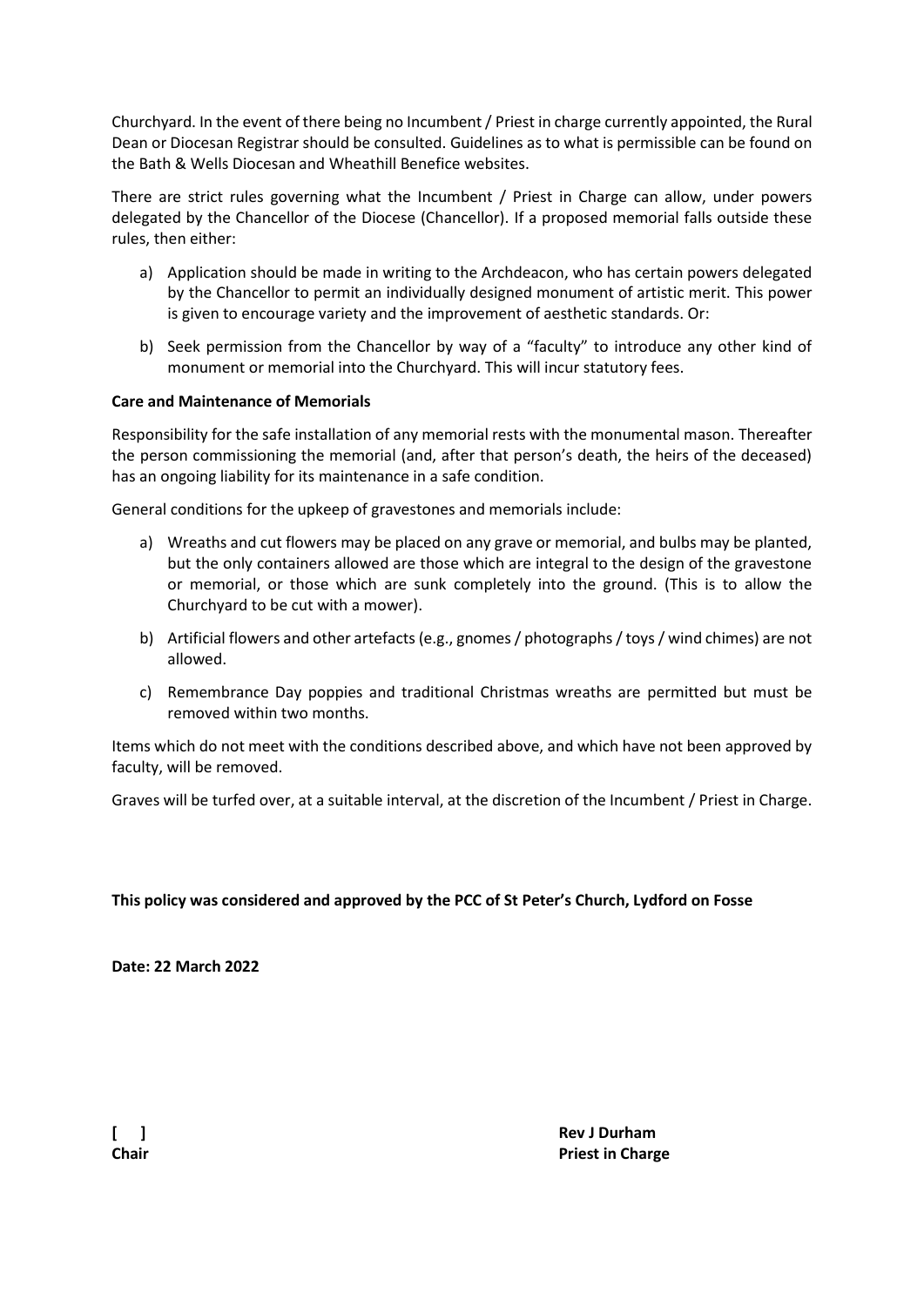Churchyard. In the event of there being no Incumbent / Priest in charge currently appointed, the Rural Dean or Diocesan Registrar should be consulted. Guidelines as to what is permissible can be found on the Bath & Wells Diocesan and Wheathill Benefice websites.

There are strict rules governing what the Incumbent / Priest in Charge can allow, under powers delegated by the Chancellor of the Diocese (Chancellor). If a proposed memorial falls outside these rules, then either:

a) Application should be made in writing to the Archdeacon, who has certain powers delegated by the Chancellor to permit an individually designed monument of artistic merit. This power is given to encourage variety and the improvement of aesthetic standards. Or:

b) Seek permission from the Chancellor by way of a "faculty" to introduce any other kind of monument or memorial into the Churchyard. This will incur statutory fees.

**Care and Maintenance of Memorials**

Responsibility for the safe installation of any memorial rests with the monumental mason. Thereafter the person commissioning the memorial (and, after that person's death, the heirs of the deceased) has an ongoing liability for its maintenance in a safe condition.

General conditions for the upkeep of gravestones and memorials include:

a) Wreaths and cut flowers may be placed on any grave or memorial, and bulbs may be planted, but the only containers allowed are those which are integral to the design of the gravestone or memorial, or those which are sunk completely into the ground. (This is to allow the Churchyard to be cut with a mower).

b) Artificial flowers and other artefacts (e.g., gnomes / photographs / toys / wind chimes) are not allowed.

c) Remembrance Day poppies and traditional Christmas wreaths are permitted but must be removed within two months.

Items which do not meet with the conditions described above, and which have not been approved by faculty, will be removed.

Graves will be turfed over, at a suitable interval, at the discretion of the Incumbent / Priest in Charge.

**This policy was considered and approved by the PCC of St Peter's Church, Lydford on Fosse**

**Date: 22 March 2022**

**[ ]**
**Chair**

**Rev J Durham**
**Priest in Charge**